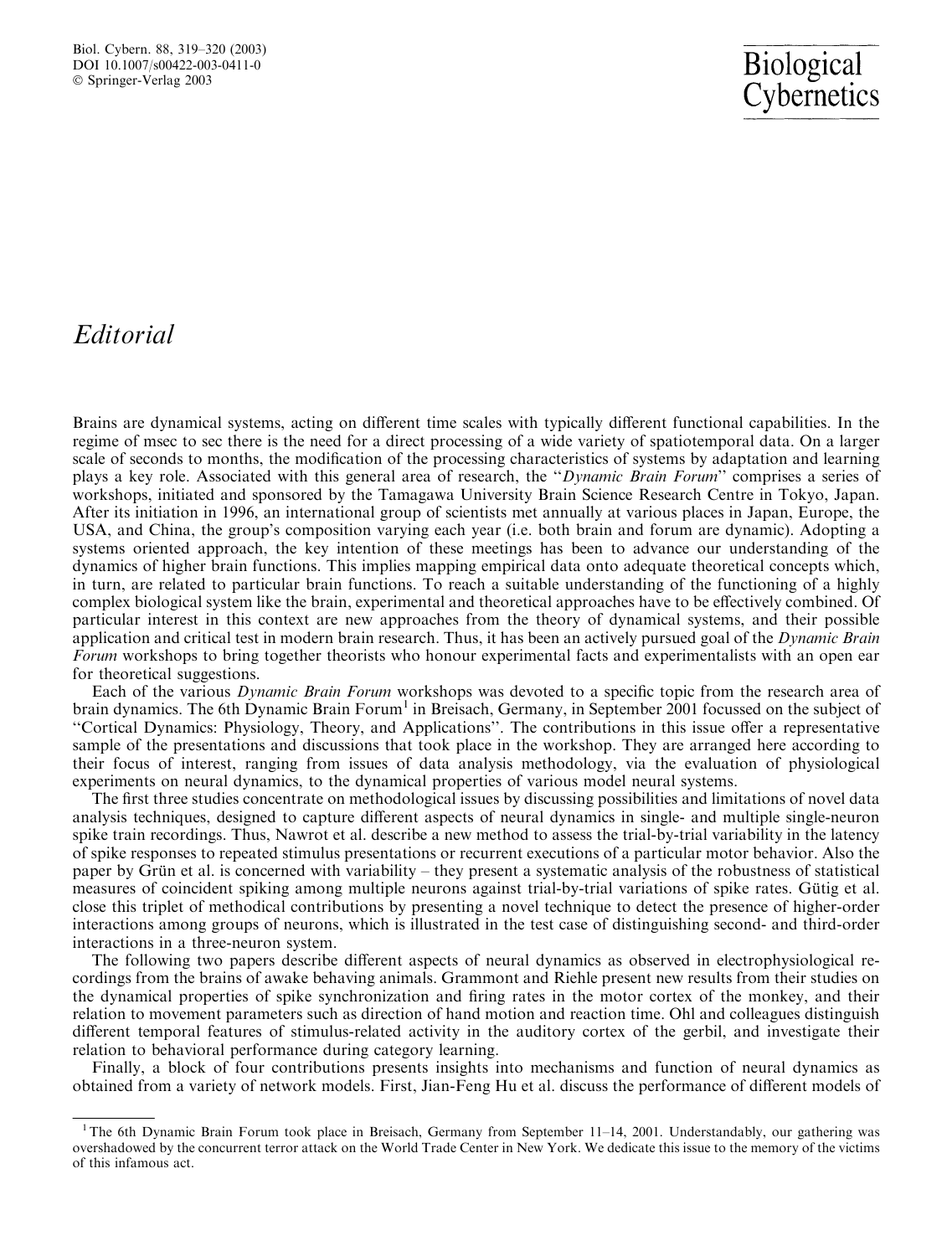# *Editorial*

Brains are dynamical systems, acting on different time scales with typically different functional capabilities. In the regime of msec to sec there is the need for a direct processing of a wide variety of spatiotemporal data. On a larger scale of seconds to months, the modification of the processing characteristics of systems by adaptation and learning plays a key role. Associated with this general area of research, the "*Dynamic Brain Forum*" comprises a series of workshops, initiated and sponsored by the Tamagawa University Brain Science Research Centre in Tokyo, Japan. After its initiation in 1996, an international group of scientists met annually at various places in Japan, Europe, the USA, and China, the group's composition varying each year (i.e. both brain and forum are dynamic). Adopting a systems oriented approach, the key intention of these meetings has been to advance our understanding of the dynamics of higher brain functions. This implies mapping empirical data onto adequate theoretical concepts which, in turn, are related to particular brain functions. To reach a suitable understanding of the functioning of a highly complex biological system like the brain, experimental and theoretical approaches have to be effectively combined. Of particular interest in this context are new approaches from the theory of dynamical systems, and their possible application and critical test in modern brain research. Thus, it has been an actively pursued goal of the *Dynamic Brain Forum* workshops to bring together theorists who honour experimental facts and experimentalists with an open ear for theoretical suggestions.

Each of the various *Dynamic Brain Forum* workshops was devoted to a specific topic from the research area of brain dynamics. The 6th Dynamic Brain Forum[1] in Breisach, Germany, in September 2001 focussed on the subject of "Cortical Dynamics: Physiology, Theory, and Applications". The contributions in this issue offer a representative sample of the presentations and discussions that took place in the workshop. They are arranged here according to their focus of interest, ranging from issues of data analysis methodology, via the evaluation of physiological experiments on neural dynamics, to the dynamical properties of various model neural systems.

The first three studies concentrate on methodological issues by discussing possibilities and limitations of novel data analysis techniques, designed to capture different aspects of neural dynamics in single- and multiple single-neuron spike train recordings. Thus, Nawrot et al. describe a new method to assess the trial-by-trial variability in the latency of spike responses to repeated stimulus presentations or recurrent executions of a particular motor behavior. Also the paper by Grün et al. is concerned with variability – they present a systematic analysis of the robustness of statistical measures of coincident spiking among multiple neurons against trial-by-trial variations of spike rates. Gütig et al. close this triplet of methodical contributions by presenting a novel technique to detect the presence of higher-order interactions among groups of neurons, which is illustrated in the test case of distinguishing second- and third-order interactions in a three-neuron system.

The following two papers describe different aspects of neural dynamics as observed in electrophysiological recordings from the brains of awake behaving animals. Grammont and Riehle present new results from their studies on the dynamical properties of spike synchronization and firing rates in the motor cortex of the monkey, and their relation to movement parameters such as direction of hand motion and reaction time. Ohl and colleagues distinguish different temporal features of stimulus-related activity in the auditory cortex of the gerbil, and investigate their relation to behavioral performance during category learning.

Finally, a block of four contributions presents insights into mechanisms and function of neural dynamics as obtained from a variety of network models. First, Jian-Feng Hu et al. discuss the performance of different models of

[1] The 6th Dynamic Brain Forum took place in Breisach, Germany from September 11–14, 2001. Understandably, our gathering was overshadowed by the concurrent terror attack on the World Trade Center in New York. We dedicate this issue to the memory of the victims of this infamous act.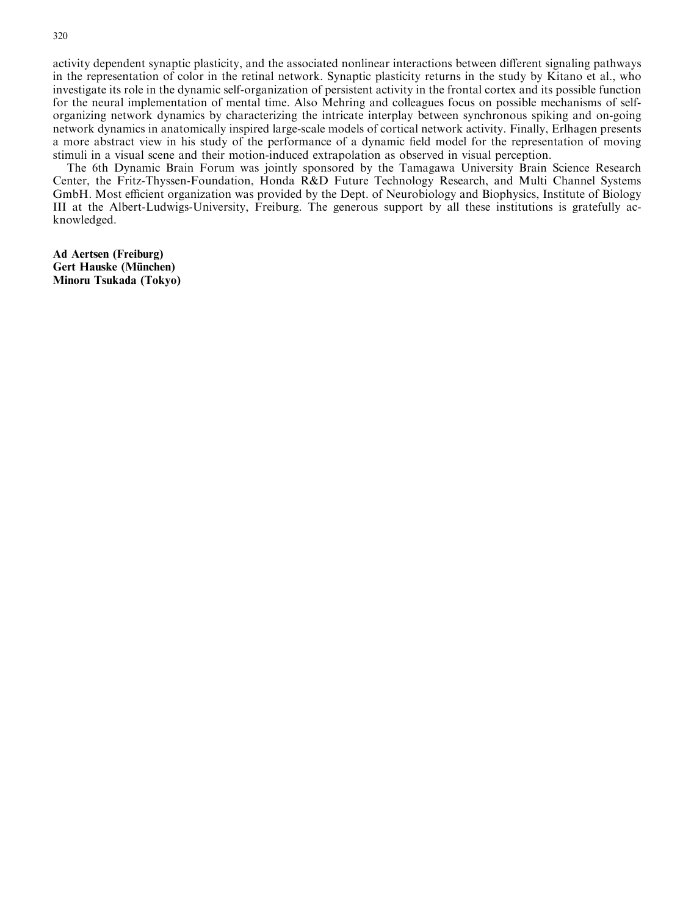activity dependent synaptic plasticity, and the associated nonlinear interactions between different signaling pathways in the representation of color in the retinal network. Synaptic plasticity returns in the study by Kitano et al., who investigate its role in the dynamic self-organization of persistent activity in the frontal cortex and its possible function for the neural implementation of mental time. Also Mehring and colleagues focus on possible mechanisms of self-organizing network dynamics by characterizing the intricate interplay between synchronous spiking and on-going network dynamics in anatomically inspired large-scale models of cortical network activity. Finally, Erlhagen presents a more abstract view in his study of the performance of a dynamic field model for the representation of moving stimuli in a visual scene and their motion-induced extrapolation as observed in visual perception.

The 6th Dynamic Brain Forum was jointly sponsored by the Tamagawa University Brain Science Research Center, the Fritz-Thyssen-Foundation, Honda R&D Future Technology Research, and Multi Channel Systems GmbH. Most efficient organization was provided by the Dept. of Neurobiology and Biophysics, Institute of Biology III at the Albert-Ludwigs-University, Freiburg. The generous support by all these institutions is gratefully acknowledged.

**Ad Aertsen (Freiburg)**
**Gert Hauske (München)**
**Minoru Tsukada (Tokyo)**